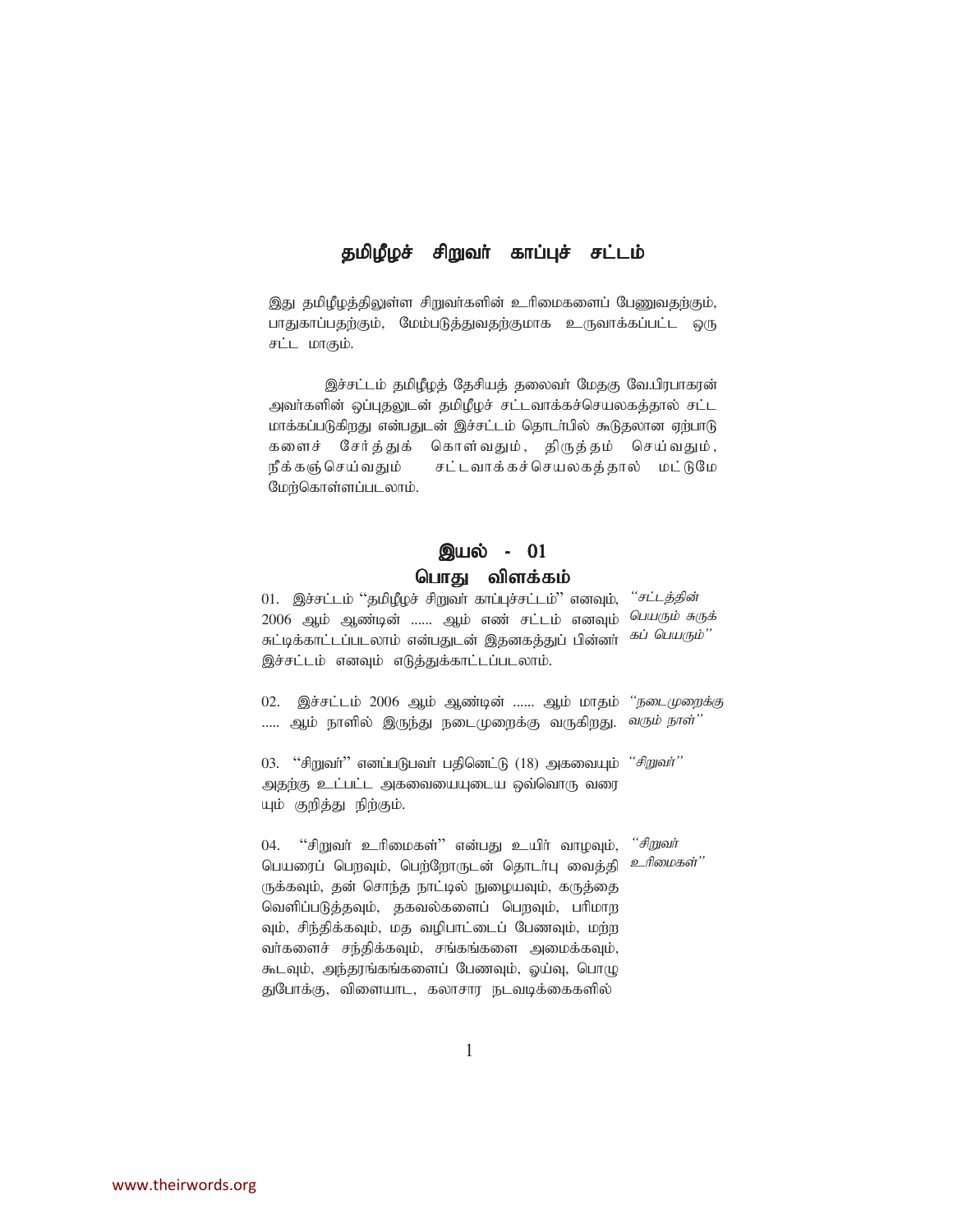# தமிழீழச் சிறுவர் காப்புச் சட்டம்

இது தமிழீழத்திலுள்ள சிறுவர்களின் உரிமைகளைப் பேணுவதற்கும், பாதுகாப்பதற்கும், மேம்படுத்துவதற்குமாக உருவாக்கப்பட்ட ஒரு சட்ட மாகும்.

இச்சட்டம் தமிழீழத் தேசியத் தலைவர் மேதகு வே.பிரபாகரன் அவர்களின் ஒப்புதலுடன் தமிழீழச் சட்டவாக்கச்செயலகத்தால் சட்ட மாக்கப்படுகிறது என்பதுடன் இச்சட்டம் தொடர்பில் கூடுதலான ஏற்பாடு களைச் சேர்த்துக் கொள்வதும், திருத்தம் செய்வதும், நீக்கஞ்செய்வதும் சட்டவாக்கச்செயலகத்தால் மட்டுமே மேற்கொள்ளப்படலாம்.

## இயல் - 01
## பொது விளக்கம்

*"சட்டத்தின் பெயரும் சுருக் கப் பெயரும்"*

01. இச்சட்டம் "தமிழீழச் சிறுவர் காப்புச்சட்டம்" எனவும், 2006 ஆம் ஆண்டின் ...... ஆம் எண் சட்டம் எனவும் சுட்டிக்காட்டப்படலாம் என்பதுடன் இதனகத்துப் பின்னர் இச்சட்டம் எனவும் எடுத்துக்காட்டப்படலாம்.

*"நடைமுறைக்கு வரும் நாள்"*

02. இச்சட்டம் 2006 ஆம் ஆண்டின் ...... ஆம் மாதம் ..... ஆம் நாளில் இருந்து நடைமுறைக்கு வருகிறது.

*"சிறுவர்"*

03. "சிறுவர்" எனப்படுபவர் பதினெட்டு (18) அகவையும் அதற்கு உட்பட்ட அகவையையுடைய ஒவ்வொரு வரையும் குறித்து நிற்கும்.

*"சிறுவர் உரிமைகள்"*

04. "சிறுவர் உரிமைகள்" என்பது உயிர் வாழவும், பெயரைப் பெறவும், பெற்றோருடன் தொடர்பு வைத்தி ருக்கவும், தன் சொந்த நாட்டில் நுழையவும், கருத்தை வெளிப்படுத்தவும், தகவல்களைப் பெறவும், பரிமாற வும், சிந்திக்கவும், மத வழிபாட்டைப் பேணவும், மற்ற வர்களைச் சந்திக்கவும், சங்கங்களை அமைக்கவும், கூடவும், அந்தரங்கங்களைப் பேணவும், ஓய்வு, பொழு துபோக்கு, விளையாட, கலாசார நடவடிக்கைகளில்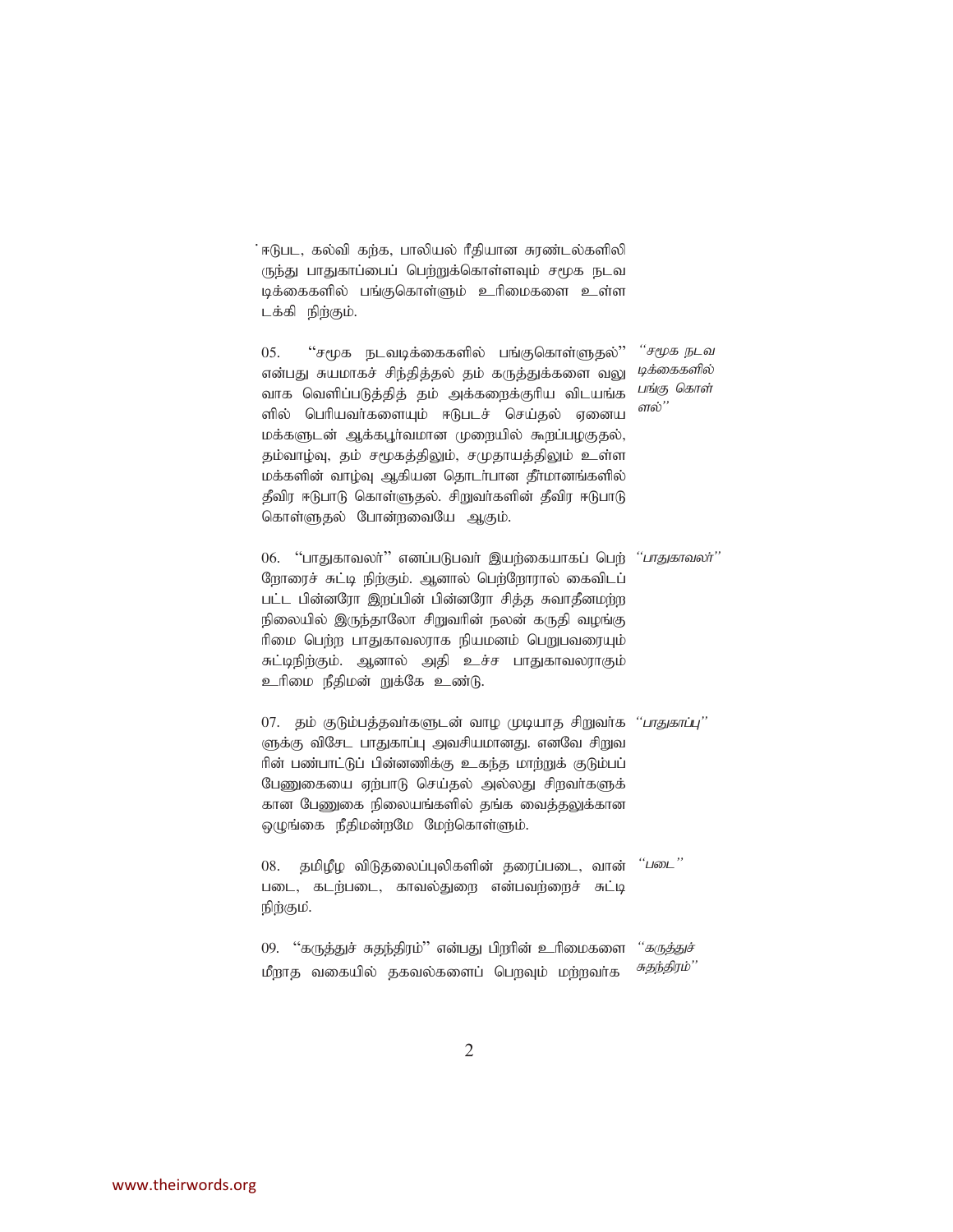ஈடுபட, கல்வி கற்க, பாலியல் ரீதியான சுரண்டல்களிலி ருந்து பாதுகாப்பைப் பெற்றுக்கொள்ளவும் சமூக நடவடிக்கைகளில் பங்குகொள்ளும் உரிமைகளை உள்ளடக்கி நிற்கும்.

*"சமூக நடவடிக்கைகளில் பங்கு கொள்ளல்"*

05. "சமூக நடவடிக்கைகளில் பங்குகொள்ளுதல்" என்பது சுயமாகச் சிந்தித்தல் தம் கருத்துக்களை வலுவாக வெளிப்படுத்தித் தம் அக்கறைக்குரிய விடயங்களில் பெரியவர்களையும் ஈடுபடச் செய்தல் ஏனைய மக்களுடன் ஆக்கபூர்வமான முறையில் கூறப்பழகுதல், தம்வாழ்வு, தம் சமூகத்திலும், சமுதாயத்திலும் உள்ள மக்களின் வாழ்வு ஆகியன தொடர்பான தீர்மானங்களில் தீவிர ஈடுபாடு கொள்ளுதல். சிறுவர்களின் தீவிர ஈடுபாடு கொள்ளுதல் போன்றவையே ஆகும்.

*"பாதுகாவலர்"*

06. "பாதுகாவலர்" எனப்படுபவர் இயற்கையாகப் பெற்றோரைச் சுட்டி நிற்கும். ஆனால் பெற்றோரால் கைவிடப்பட்ட பின்னரோ இறப்பின் பின்னரோ சித்த சுவாதீனமற்ற நிலையில் இருந்தாலோ சிறுவரின் நலன் கருதி வழங்குரிமை பெற்ற பாதுகாவலராக நியமனம் பெறுபவரையும் சுட்டிநிற்கும். ஆனால் அதி உச்ச பாதுகாவலராகும் உரிமை நீதிமன் றுக்கே உண்டு.

*"பாதுகாப்பு"*

07. தம் குடும்பத்தவர்களுடன் வாழ முடியாத சிறுவர்களுக்கு விசேட பாதுகாப்பு அவசியமானது. எனவே சிறுவரின் பண்பாட்டுப் பின்னணிக்கு உகந்த மாற்றுக் குடும்பப் பேணுகையை ஏற்பாடு செய்தல் அல்லது சிறவர்களுக்கான பேணுகை நிலையங்களில் தங்க வைத்தலுக்கான ஒழுங்கை நீதிமன்றமே மேற்கொள்ளும்.

*"படை"*

08. தமிழீழ விடுதலைப்புலிகளின் தரைப்படை, வான் படை, கடற்படை, காவல்துறை என்பவற்றைச் சுட்டி நிற்கும்.

*"கருத்துச் சுதந்திரம்"*

09. "கருத்துச் சுதந்திரம்" என்பது பிறரின் உரிமைகளை மீறாத வகையில் தகவல்களைப் பெறவும் மற்றவர்க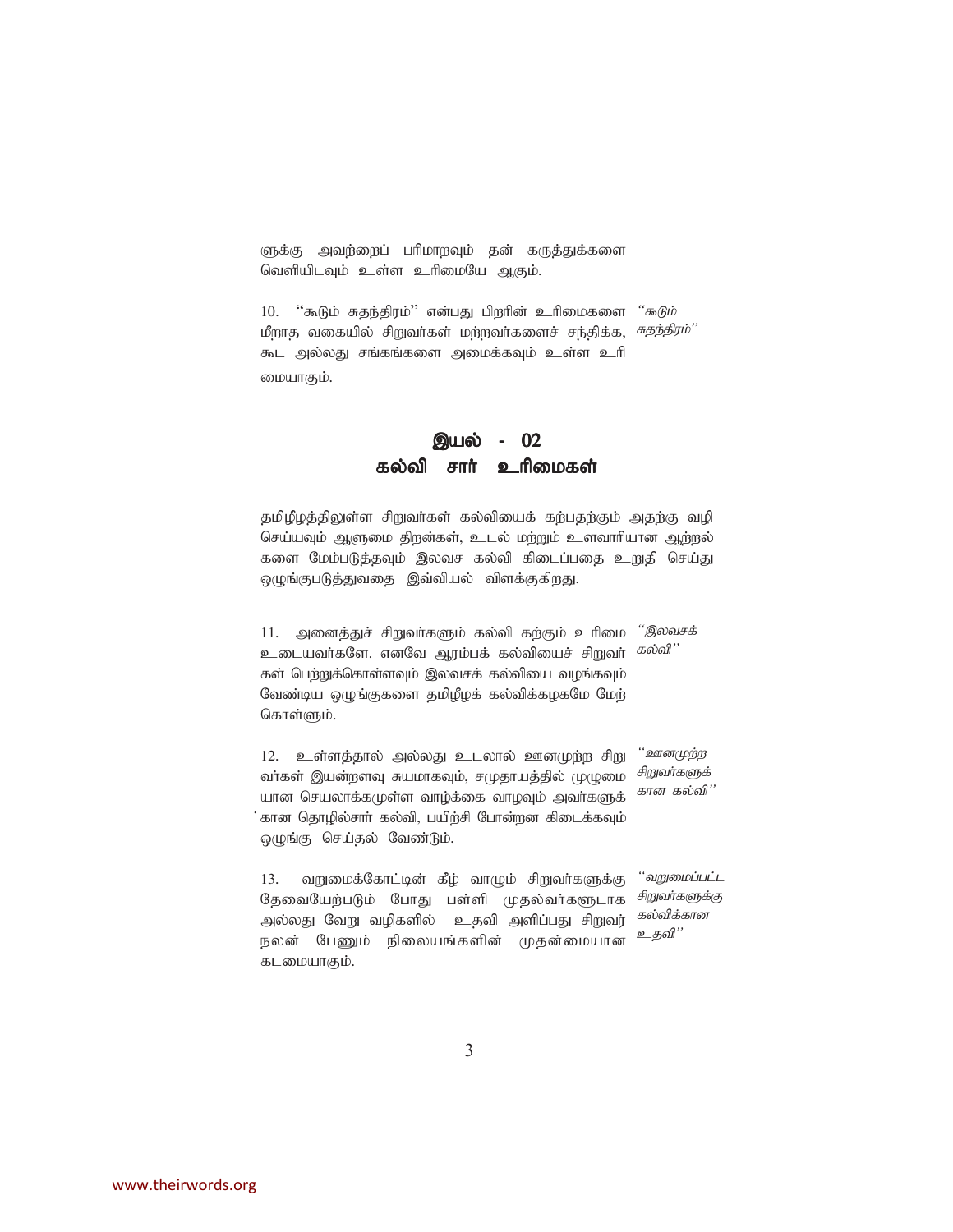ளுக்கு அவற்றைப் பரிமாறவும் தன் கருத்துக்களை வெளியிடவும் உள்ள உரிமையே ஆகும்.

10. "கூடும் சுதந்திரம்" என்பது பிறரின் உரிமைகளை மீறாத வகையில் சிறுவர்கள் மற்றவர்களைச் சந்திக்க, கூட அல்லது சங்கங்களை அமைக்கவும் உள்ள உரிமையாகும். *"கூடும் சுதந்திரம்"*

## இயல் - 02
## கல்வி சார் உரிமைகள்

தமிழீழத்திலுள்ள சிறுவர்கள் கல்வியைக் கற்பதற்கும் அதற்கு வழி செய்யவும் ஆளுமை திறன்கள், உடல் மற்றும் உளவாரியான ஆற்றல்களை மேம்படுத்தவும் இலவச கல்வி கிடைப்பதை உறுதி செய்து ஒழுங்குபடுத்துவதை இவ்வியல் விளக்குகிறது.

11. அனைத்துச் சிறுவர்களும் கல்வி கற்கும் உரிமை உடையவர்களே. எனவே ஆரம்பக் கல்வியைச் சிறுவர்கள் பெற்றுக்கொள்ளவும் இலவசக் கல்வியை வழங்கவும் வேண்டிய ஒழுங்குகளை தமிழீழக் கல்விக்கழகமே மேற்கொள்ளும். *"இலவசக் கல்வி"*

12. உள்ளத்தால் அல்லது உடலால் ஊனமுற்ற சிறுவர்கள் இயன்றளவு சுயமாகவும், சமுதாயத்தில் முழுமையான செயலாக்கமுள்ள வாழ்க்கை வாழவும் அவர்களுக்கான தொழில்சார் கல்வி, பயிற்சி போன்றன கிடைக்கவும் ஒழுங்கு செய்தல் வேண்டும். *"ஊனமுற்ற சிறுவர்களுக்கான கல்வி"*

13. வறுமைக்கோட்டின் கீழ் வாழும் சிறுவர்களுக்கு தேவையேற்படும் போது பள்ளி முதல்வர்களூடாக அல்லது வேறு வழிகளில் உதவி அளிப்பது சிறுவர் நலன் பேணும் நிலையங்களின் முதன்மையான கடமையாகும். *"வறுமைப்பட்ட சிறுவர்களுக்கு கல்விக்கான உதவி"*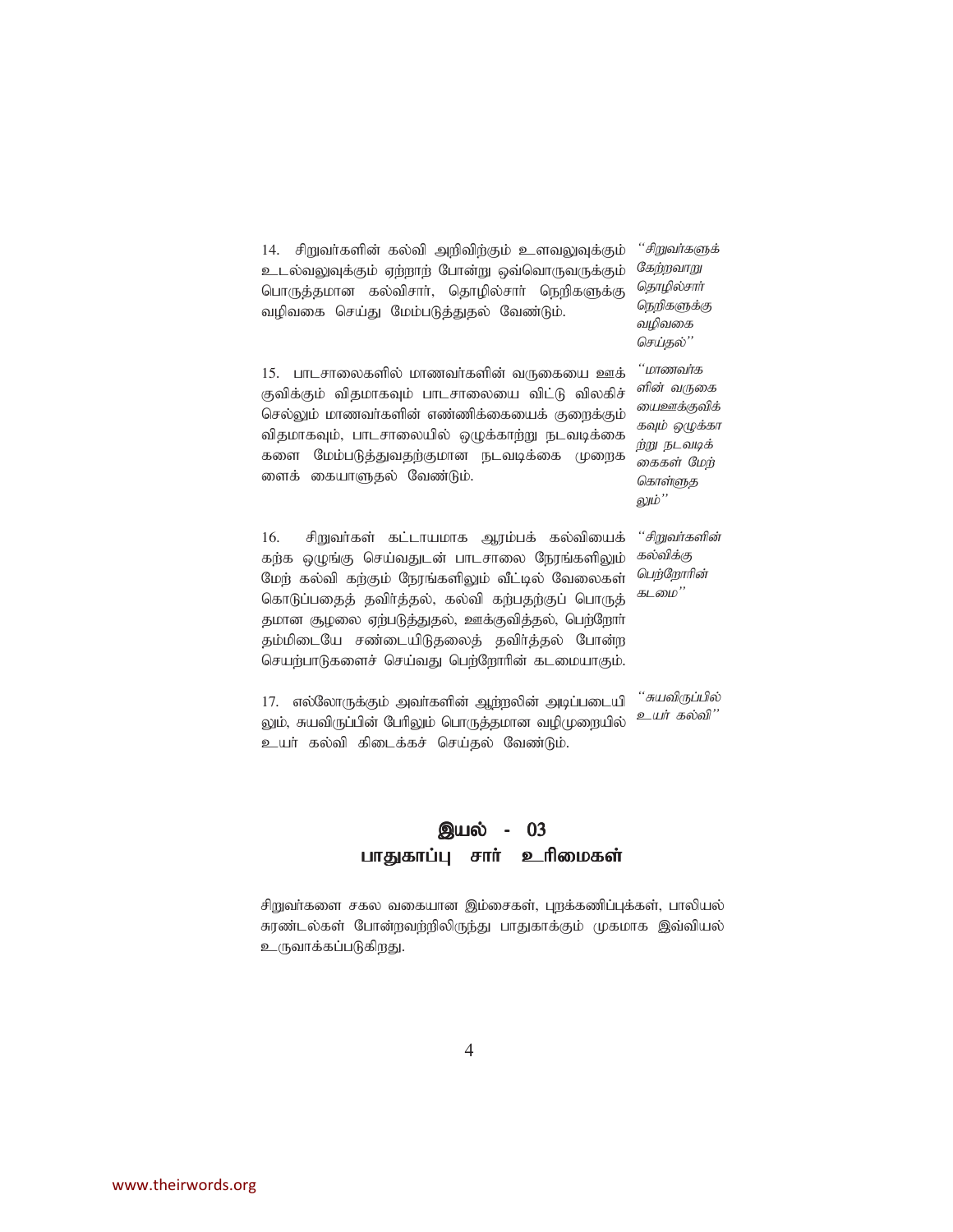14. சிறுவர்களின் கல்வி அறிவிற்கும் உளவலுவுக்கும் உடல்வலுவுக்கும் ஏற்றாற் போன்று ஒவ்வொருவருக்கும் பொருத்தமான கல்விசார், தொழில்சார் நெறிகளுக்கு வழிவகை செய்து மேம்படுத்துதல் வேண்டும்.

*"சிறுவர்களுக் கேற்றவாறு தொழில்சார் நெறிகளுக்கு வழிவகை செய்தல்"*

15. பாடசாலைகளில் மாணவர்களின் வருகையை ஊக் குவிக்கும் விதமாகவும் பாடசாலையை விட்டு விலகிச் செல்லும் மாணவர்களின் எண்ணிக்கையைக் குறைக்கும் விதமாகவும், பாடசாலையில் ஒழுக்காற்று நடவடிக்கை களை மேம்படுத்துவதற்குமான நடவடிக்கை முறைக ளைக் கையாளுதல் வேண்டும்.

*"மாணவர்க ளின் வருகை யைஊக்குவிக் கவும் ஒழுக்கா ற்று நடவடிக் கைகள் மேற் கொள்ளுத லும்"*

16. சிறுவர்கள் கட்டாயமாக ஆரம்பக் கல்வியைக் கற்க ஒழுங்கு செய்வதுடன் பாடசாலை நேரங்களிலும் மேற் கல்வி கற்கும் நேரங்களிலும் வீட்டில் வேலைகள் கொடுப்பதைத் தவிர்த்தல், கல்வி கற்பதற்குப் பொருத் தமான சூழலை ஏற்படுத்துதல், ஊக்குவித்தல், பெற்றோர் தம்மிடையே சண்டையிடுதலைத் தவிர்த்தல் போன்ற செயற்பாடுகளைச் செய்வது பெற்றோரின் கடமையாகும்.

*"சிறுவர்களின் கல்விக்கு பெற்றோரின் கடமை"*

17. எல்லோருக்கும் அவர்களின் ஆற்றலின் அடிப்படையி லும், சுயவிருப்பின் பேரிலும் பொருத்தமான வழிமுறையில் உயர் கல்வி கிடைக்கச் செய்தல் வேண்டும்.

*"சுயவிருப்பில் உயர் கல்வி"*

## இயல் - 03
## பாதுகாப்பு சார் உரிமைகள்

சிறுவர்களை சகல வகையான இம்சைகள், புறக்கணிப்புக்கள், பாலியல் சுரண்டல்கள் போன்றவற்றிலிருந்து பாதுகாக்கும் முகமாக இவ்வியல் உருவாக்கப்படுகிறது.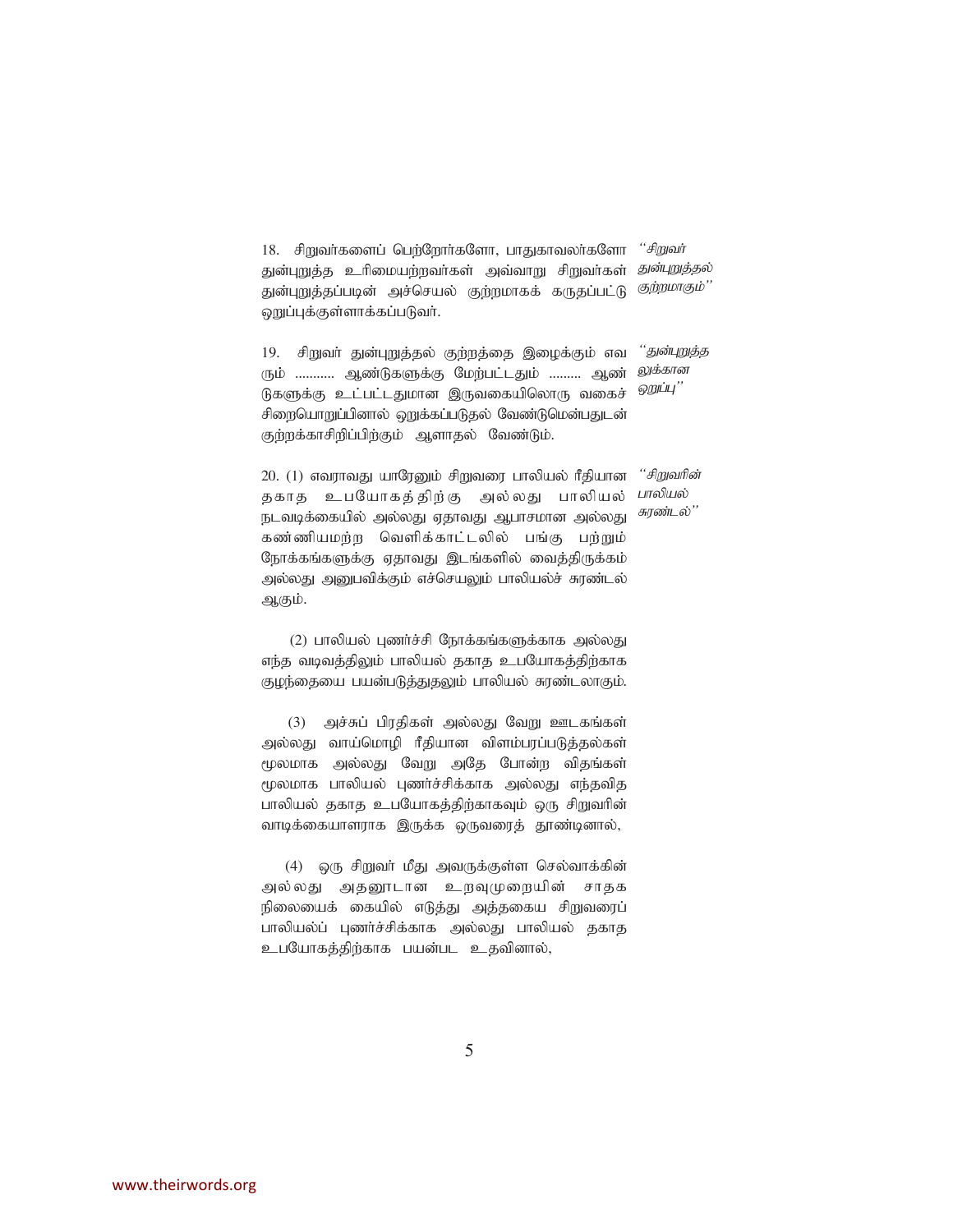18. சிறுவர்களைப் பெற்றோர்களோ, பாதுகாவலர்களோ துன்புறுத்த உரிமையற்றவர்கள் அவ்வாறு சிறுவர்கள் துன்புறுத்தப்படின் அச்செயல் குற்றமாகக் கருதப்பட்டு ஒறுப்புக்குள்ளாக்கப்படுவர். *"சிறுவர் துன்புறுத்தல் குற்றமாகும்"*

19. சிறுவர் துன்புறுத்தல் குற்றத்தை இழைக்கும் எவ ரும் ........... ஆண்டுகளுக்கு மேற்பட்டதும் ......... ஆண் டுகளுக்கு உட்பட்டதுமான இருவகையிலொரு வகைச் சிறையொறுப்பினால் ஒறுக்கப்படுதல் வேண்டுமென்பதுடன் குற்றக்காசிறிப்பிற்கும் ஆளாதல் வேண்டும். *"துன்புறுத்த லுக்கான ஒறுப்பு"*

20. (1) எவராவது யாரேனும் சிறுவரை பாலியல் ரீதியான தகாத உபயோகத்திற்கு அல்லது பாலியல் நடவடிக்கையில் அல்லது ஏதாவது ஆபாசமான அல்லது கண்ணியமற்ற வெளிக்காட்டலில் பங்கு பற்றும் நோக்கங்களுக்கு ஏதாவது இடங்களில் வைத்திருக்கம் அல்லது அனுபவிக்கும் எச்செயலும் பாலியல்ச் சுரண்டல் ஆகும். *"சிறுவரின் பாலியல் சுரண்டல்"*

(2) பாலியல் புணர்ச்சி நோக்கங்களுக்காக அல்லது எந்த வடிவத்திலும் பாலியல் தகாத உபயோகத்திற்காக குழந்தையை பயன்படுத்துதலும் பாலியல் சுரண்டலாகும்.

(3) அச்சுப் பிரதிகள் அல்லது வேறு ஊடகங்கள் அல்லது வாய்மொழி ரீதியான விளம்பரப்படுத்தல்கள் மூலமாக அல்லது வேறு அதே போன்ற விதங்கள் மூலமாக பாலியல் புணர்ச்சிக்காக அல்லது எந்தவித பாலியல் தகாத உபயோகத்திற்காகவும் ஒரு சிறுவரின் வாடிக்கையாளராக இருக்க ஒருவரைத் தூண்டினால்,

(4) ஒரு சிறுவர் மீது அவருக்குள்ள செல்வாக்கின் அல்லது அதனூடான உறவுமுறையின் சாதக நிலையைக் கையில் எடுத்து அத்தகைய சிறுவரைப் பாலியல்ப் புணர்ச்சிக்காக அல்லது பாலியல் தகாத உபயோகத்திற்காக பயன்பட உதவினால்,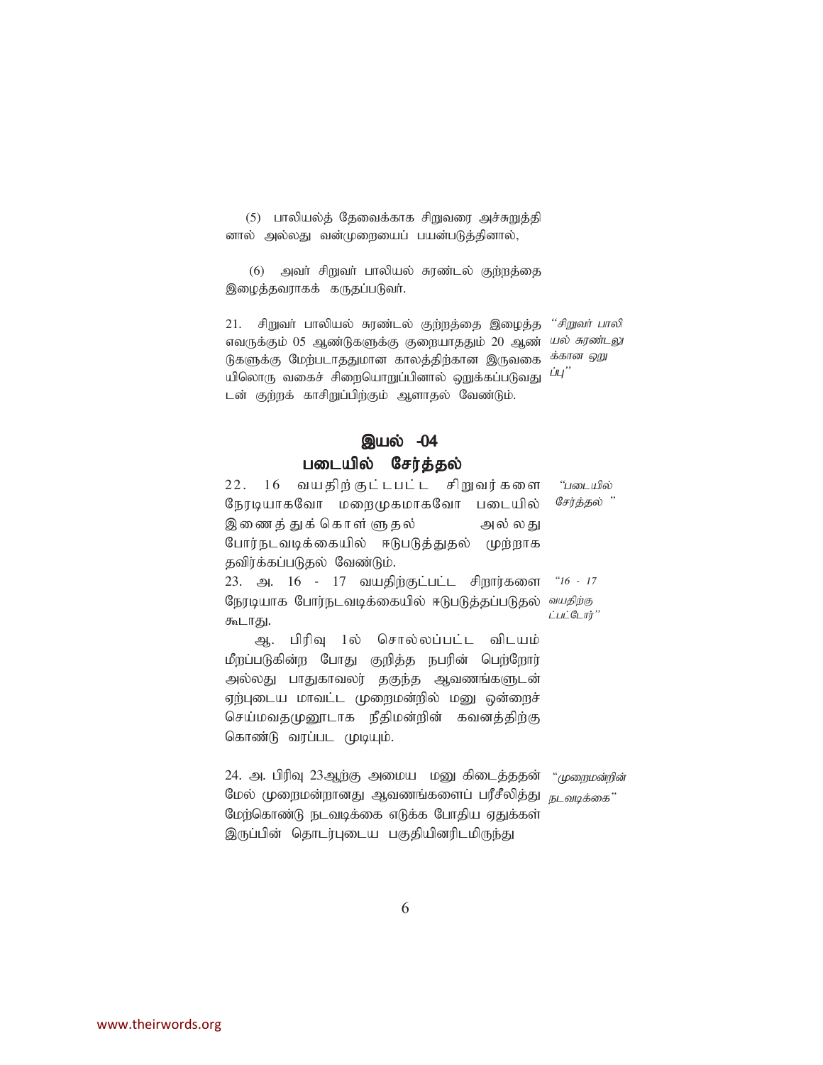(5) பாலியல்த் தேவைக்காக சிறுவரை அச்சுறுத்தினால் அல்லது வன்முறையைப் பயன்படுத்தினால்,

(6) அவர் சிறுவர் பாலியல் சுரண்டல் குற்றத்தை இழைத்தவராகக் கருதப்படுவர்.

21. சிறுவர் பாலியல் சுரண்டல் குற்றத்தை இழைத்த எவருக்கும் 05 ஆண்டுகளுக்கு குறையாததும் 20 ஆண்டுகளுக்கு மேற்படாததுமான காலத்திற்கான இருவகையிலொரு வகைச் சிறையொறுப்பினால் ஒறுக்கப்படுவதுடன் குற்றக் காசிறுப்பிற்கும் ஆளாதல் வேண்டும். *"சிறுவர் பாலியல் சுரண்டலுக்கான ஒறுப்பு"*

## இயல் -04
## படையில் சேர்த்தல்

22. 16 வயதிற்குட்டபட்ட சிறுவர்களை நேரடியாகவோ மறைமுகமாகவோ படையில் இணைத்துக்கொள்ளுதல் அல்லது போர்நடவடிக்கையில் ஈடுபடுத்துதல் முற்றாக தவிர்க்கப்படுதல் வேண்டும். *"படையில் சேர்த்தல் "*

23. அ. 16 - 17 வயதிற்குட்பட்ட சிறார்களை நேரடியாக போர்நடவடிக்கையில் ஈடுபடுத்தப்படுதல் கூடாது. *"16 - 17 வயதிற்குட்பட்டோர்"*

ஆ. பிரிவு 1ல் சொல்லப்பட்ட விடயம் மீறப்படுகின்ற போது குறித்த நபரின் பெற்றோர் அல்லது பாதுகாவலர் தகுந்த ஆவணங்களுடன் ஏற்புடைய மாவட்ட முறைமன்றில் மனு ஒன்றைச் செய்மவதமுனூடாக நீதிமன்றின் கவனத்திற்கு கொண்டு வரப்பட முடியும்.

24. அ. பிரிவு 23ஆற்கு அமைய மனு கிடைத்ததன் மேல் முறைமன்றானது ஆவணங்களைப் பரீசீலித்து மேற்கொண்டு நடவடிக்கை எடுக்க போதிய ஏதுக்கள் இருப்பின் தொடர்புடைய பகுதியினரிடமிருந்து *"முறைமன்றின் நடவடிக்கை"*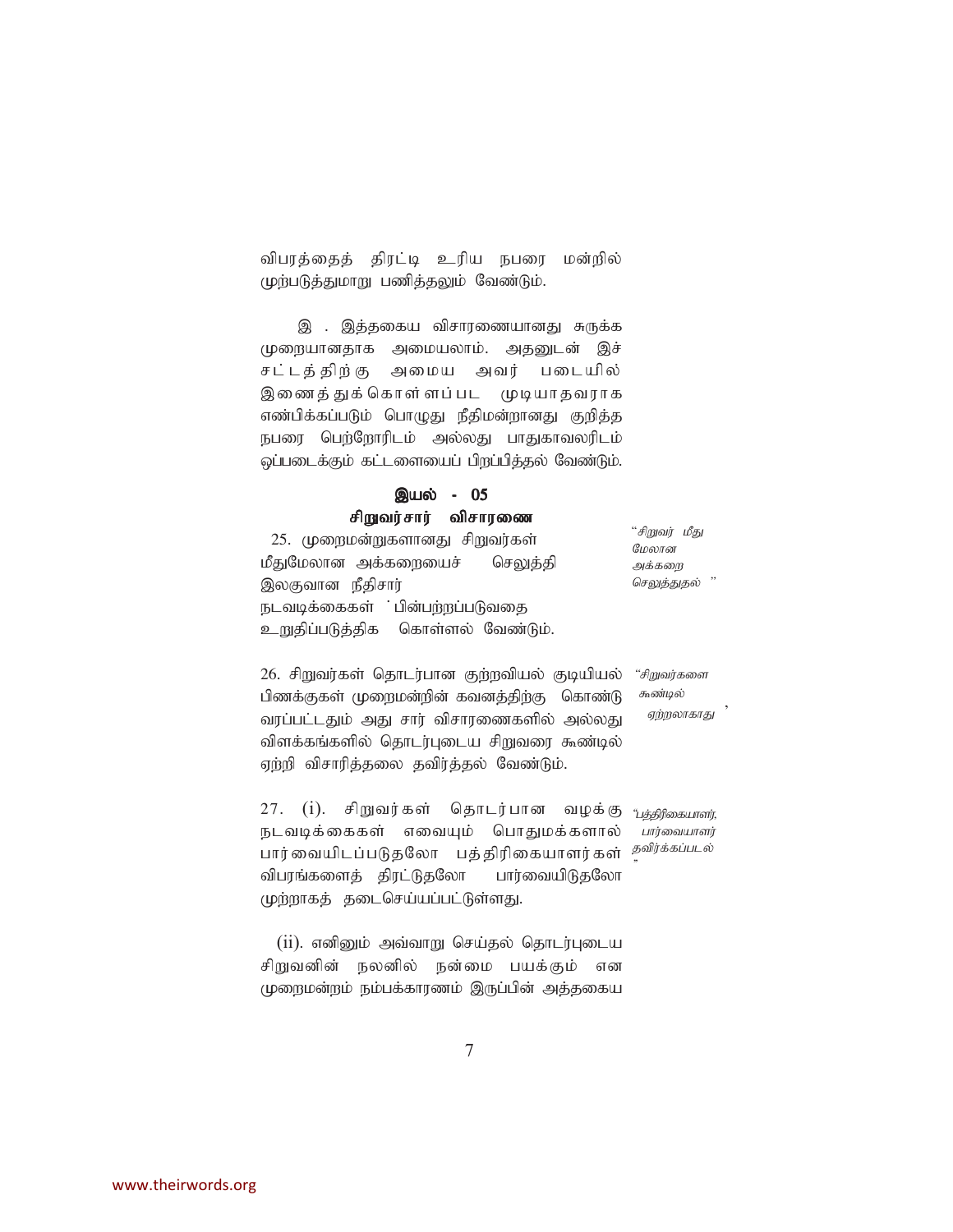விபரத்தைத் திரட்டி உரிய நபரை மன்றில் முற்படுத்துமாறு பணித்தலும் வேண்டும்.

இ . இத்தகைய விசாரணையானது சுருக்க முறையானதாக அமையலாம். அதனுடன் இச் சட்டத்திற்கு அமைய அவர் படையில் இணைத்துக்கொள்ளப்பட முடியாதவராக எண்பிக்கப்படும் பொழுது நீதிமன்றானது குறித்த நபரை பெற்றோரிடம் அல்லது பாதுகாவலரிடம் ஒப்படைக்கும் கட்டளையைப் பிறப்பித்தல் வேண்டும்.

## இயல் - 05
### சிறுவர் சார் விசாரணை

*"சிறுவர் மீது மேலான அக்கறை செலுத்துதல் "*

25. முறைமன்றுகளானது சிறுவர்கள் மீதுமேலான அக்கறையைச் செலுத்தி இலகுவான நீதிசார் நடவடிக்கைகள் பின்பற்றப்படுவதை உறுதிப்படுத்திக கொள்ளல் வேண்டும்.

*"சிறுவர்களை கூண்டில் ஏற்றலாகாது "*

26. சிறுவர்கள் தொடர்பான குற்றவியல் குடியியல் பிணக்குகள் முறைமன்றின் கவனத்திற்கு கொண்டு வரப்பட்டதும் அது சார் விசாரணைகளில் அல்லது விளக்கங்களில் தொடர்புடைய சிறுவரை கூண்டில் ஏற்றி விசாரித்தலை தவிர்த்தல் வேண்டும்.

*"பத்திரிகையாளர், பார்வையாளர் தவிர்க்கப்படல் "*

27. (i). சிறுவர்கள் தொடர்பான வழக்கு நடவடிக்கைகள் எவையும் பொதுமக்களால் பார்வையிடப்படுதலோ பத்திரிகையாளர்கள் விபரங்களைத் திரட்டுதலோ பார்வையிடுதலோ முற்றாகத் தடைசெய்யப்பட்டுள்ளது.

(ii). எனினும் அவ்வாறு செய்தல் தொடர்புடைய சிறுவனின் நலனில் நன்மை பயக்கும் என முறைமன்றம் நம்பக்காரணம் இருப்பின் அத்தகைய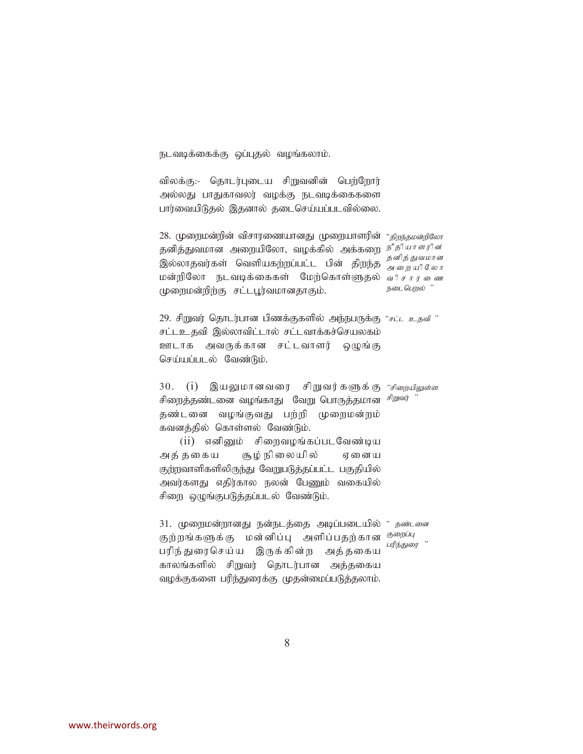நடவடிக்கைக்கு ஒப்புதல் வழங்கலாம்.

விலக்கு:- தொடர்புடைய சிறுவனின் பெற்றோர் அல்லது பாதுகாவலர் வழக்கு நடவடிக்கைகளை பார்வையிடுதல் இதனால் தடைசெய்யப்படவில்லை.

28. முறைமன்றின் விசாரணையானது முறையாளரின் தனித்துவமான அறையிலோ, வழக்கில் அக்கறை இல்லாதவர்கள் வெளியகற்றப்பட்ட பின் திறந்த மன்றிலோ நடவடிக்கைகள் மேற்கொள்ளுதல் முறைமன்றிற்கு சட்டபூர்வமானதாகும்.

*"திறந்தமன்றிலோ நீதியாளரின் தனித்துவமான அறையிலோ விசாரணை நடைபெறல் "*

29. சிறுவர் தொடர்பான பிணக்குகளில் அந்நபருக்கு சட்டஉதவி இல்லாவிட்டால் சட்டவாக்கச்செயலகம் ஊடாக அவருக்கான சட்டவாளர் ஒழுங்கு செய்யப்படல் வேண்டும்.

*"சட்ட உதவி "*

30. (i) இயலுமானவரை சிறுவர்களுக்கு சிறைத்தண்டனை வழங்காது வேறு பொருத்தமான தண்டனை வழங்குவது பற்றி முறைமன்றம் கவனத்தில் கொள்ளல் வேண்டும்.

(ii) எனினும் சிறைவழங்கப்படவேண்டிய அத்தகைய சூழ்நிலையில் ஏனைய குற்றவாளிகளிலிருந்து வேறுபடுத்தப்பட்ட பகுதியில் அவர்களது எதிர்கால நலன் பேணும் வகையில் சிறை ஒழுங்குபடுத்தப்படல் வேண்டும்.

*"சிறையிலுள்ள சிறுவர் "*

31. முறைமன்றானது நன்நடத்தை அடிப்படையில் குற்றங்களுக்கு மன்னிப்பு அளிப்பதற்கான பரிந்துரைசெய்ய இருக்கின்ற அத்தகைய காலங்களில் சிறுவர் தொடர்பான அத்தகைய வழக்குகளை பரிந்துரைக்கு முதன்மைப்படுத்தலாம்.

*" தண்டனை குறைப்பு பரிந்துரை "*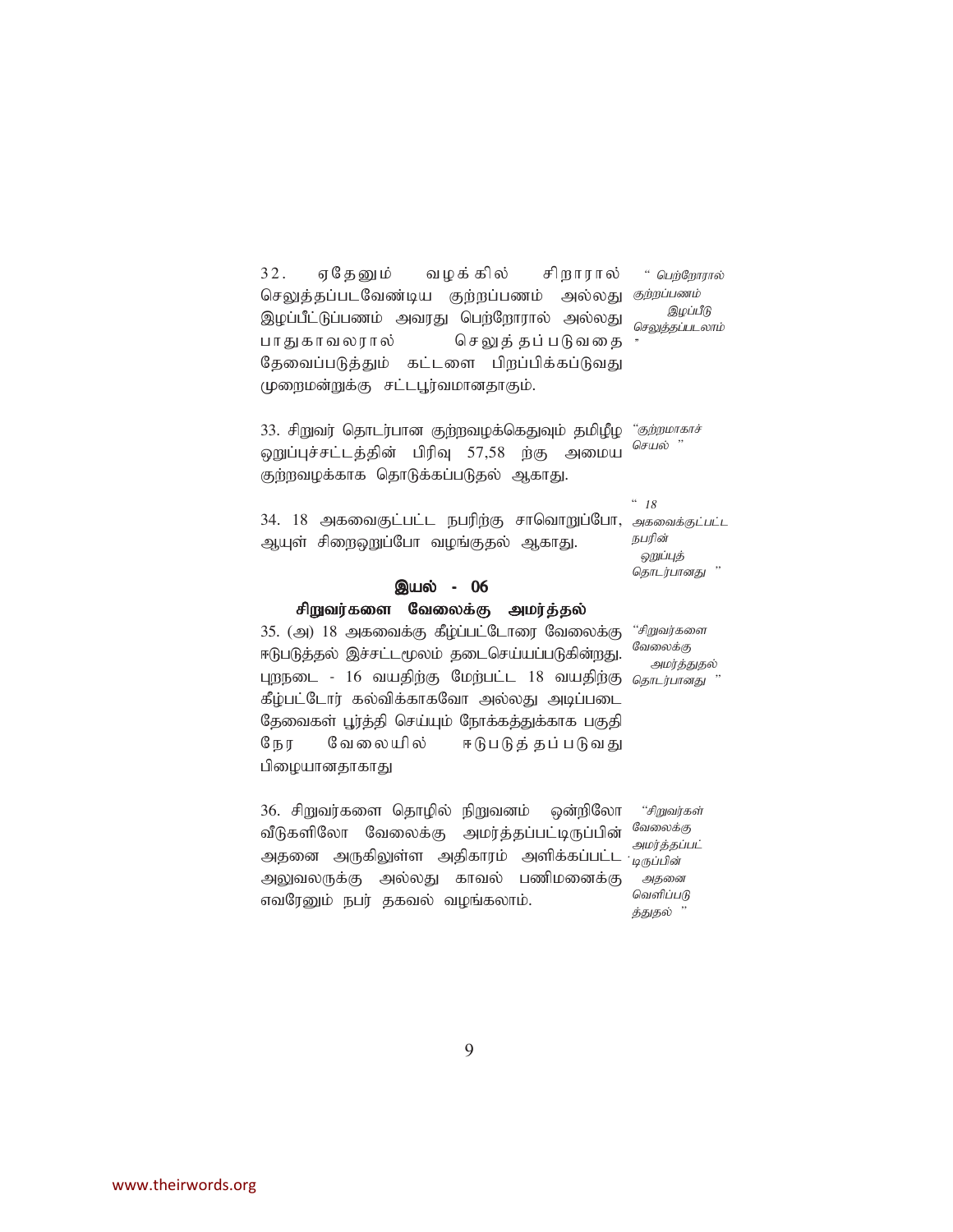32. ஏதேனும் வழக்கில் சிறாரால் செலுத்தப்படவேண்டிய குற்றப்பணம் அல்லது இழப்பீட்டுப்பணம் அவரது பெற்றோரால் அல்லது பாதுகாவலரால் செலுத்தப்படுவதை தேவைப்படுத்தும் கட்டளை பிறப்பிக்கப்டுவது முறைமன்றுக்கு சட்டபூர்வமானதாகும்.

*" பெற்றோரால் குற்றப்பணம் இழப்பீடு செலுத்தப்படலாம் "*

33. சிறுவர் தொடர்பான குற்றவழக்கெதுவும் தமிழீழ ஒறுப்புச்சட்டத்தின் பிரிவு 57,58 ற்கு அமைய குற்றவழக்காக தொடுக்கப்படுதல் ஆகாது.

*"குற்றமாகாச் செயல் "*

34. 18 அகவைகுட்பட்ட நபரிற்கு சாவொறுப்போ, ஆயுள் சிறைஒறுப்போ வழங்குதல் ஆகாது.

*" 18 அகவைக்குட்பட்ட நபரின் ஒறுப்புத் தொடர்பானது "*

## இயல் - 06

### சிறுவர்களை வேலைக்கு அமர்த்தல்

35. (அ) 18 அகவைக்கு கீழ்ப்பட்டோரை வேலைக்கு ஈடுபடுத்தல் இச்சட்டமூலம் தடைசெய்யப்படுகின்றது. புறநடை - 16 வயதிற்கு மேற்பட்ட 18 வயதிற்கு கீழ்பட்டோர் கல்விக்காகவோ அல்லது அடிப்படை தேவைகள் பூர்த்தி செய்யும் நோக்கத்துக்காக பகுதி நேர வேலையில் ஈடுபடுத்தப்படுவது பிழையானதாகாது

*"சிறுவர்களை வேலைக்கு அமர்த்துதல் தொடர்பானது "*

36. சிறுவர்களை தொழில் நிறுவனம் ஒன்றிலோ வீடுகளிலோ வேலைக்கு அமர்த்தப்பட்டிருப்பின் அதனை அருகிலுள்ள அதிகாரம் அளிக்கப்பட்ட அலுவலருக்கு அல்லது காவல் பணிமனைக்கு எவரேனும் நபர் தகவல் வழங்கலாம்.

*"சிறுவர்கள் வேலைக்கு அமர்த்தப்பட்டிருப்பின் அதனை வெளிப்படுத்துதல் "*

www.theirwords.org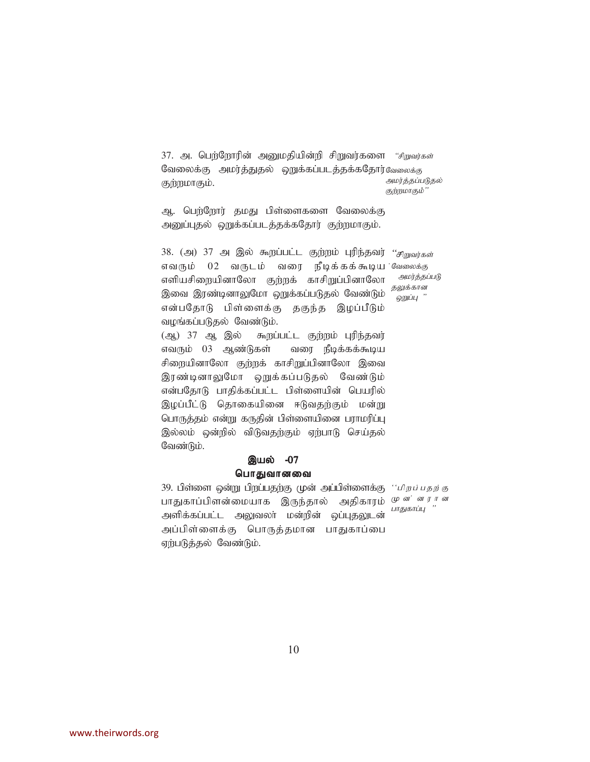37. அ. பெற்றோரின் அனுமதியின்றி சிறுவர்களை வேலைக்கு அமர்த்துதல் ஒறுக்கப்படத்தக்கதோர் குற்றமாகும்.

*"சிறுவர்கள் வேலைக்கு அமர்த்தப்படுதல் குற்றமாகும்"*

ஆ. பெற்றோர் தமது பிள்ளைகளை வேலைக்கு அனுப்புதல் ஒறுக்கப்படத்தக்கதோர் குற்றமாகும்.

38. (அ) 37 அ இல் கூறப்பட்ட குற்றம் புரிந்தவர் எவரும் 02 வருடம் வரை நீடிக்கக்கூடிய எளியசிறையினாலோ குற்றக் காசிறுப்பினாலோ இவை இரண்டினாலுமோ ஒறுக்கப்படுதல் வேண்டும் என்பதோடு பிள்ளைக்கு தகுந்த இழப்பீடும் வழங்கப்படுதல் வேண்டும்.

*"சிறுவர்கள் வேலைக்கு அமர்த்தப்படுதலுக்கான ஒறுப்பு"*

(ஆ) 37 ஆ இல் கூறப்பட்ட குற்றம் புரிந்தவர் எவரும் 03 ஆண்டுகள் வரை நீடிக்கக்கூடிய சிறையினாலோ குற்றக் காசிறுப்பினாலோ இவை இரண்டினாலுமோ ஒறுக்கப்படுதல் வேண்டும் என்பதோடு பாதிக்கப்பட்ட பிள்ளையின் பெயரில் இழப்பீட்டு தொகையினை ஈடுவதற்கும் மன்று பொருத்தம் என்று கருதின் பிள்ளையினை பராமரிப்பு இல்லம் ஒன்றில் விடுவதற்கும் ஏற்பாடு செய்தல் வேண்டும்.

## இயல் -07

## பொதுவானவை

39. பிள்ளை ஒன்று பிறப்பதற்கு முன் அப்பிள்ளைக்கு பாதுகாப்பிளன்மையாக இருந்தால் அதிகாரம் அளிக்கப்பட்ட அலுவலா் மன்றின் ஒப்புதலுடன் அப்பிள்ளைக்கு பொருத்தமான பாதுகாப்பை ஏற்படுத்தல் வேண்டும்.

*"பிறப்பதற்கு முன்னரான பாதுகாப்பு"*